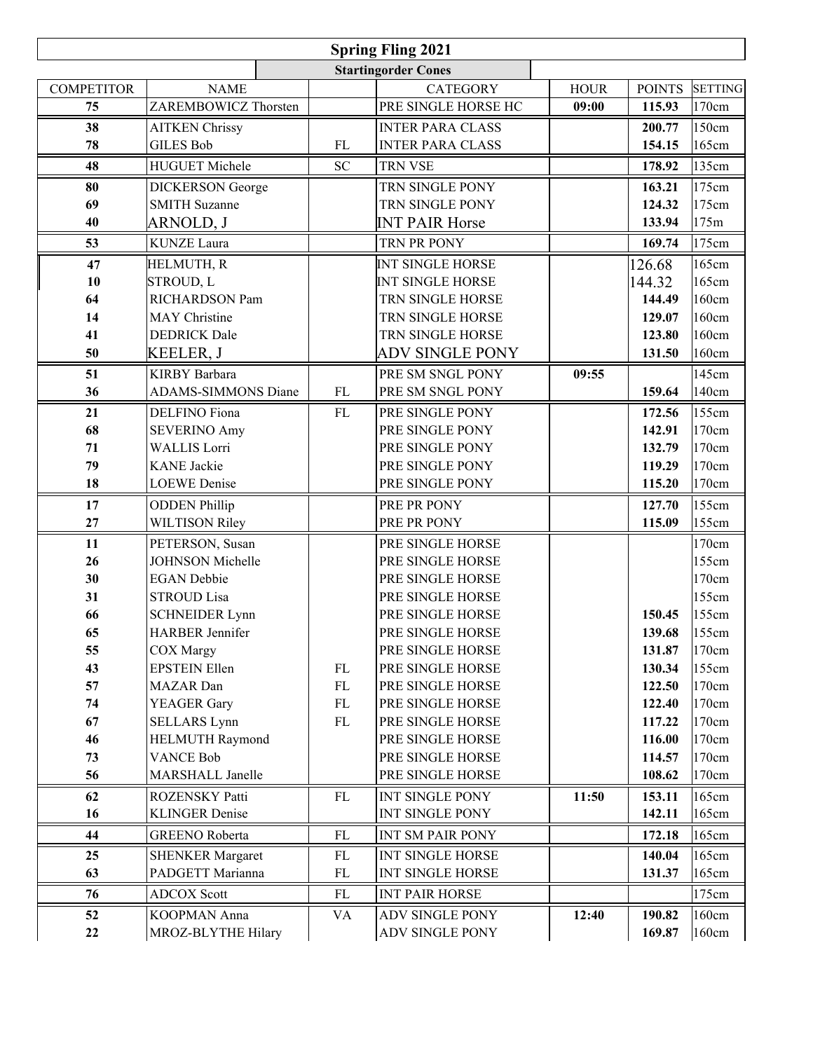# Spring Fling 2021

## Startingorder Cones

| COMPETITOR | NAME | | CATEGORY | HOUR | POINTS | SETTING |
|---|---|---|---|---|---|---|
| 75 | ZAREMBOWICZ Thorsten | | PRE SINGLE HORSE HC | 09:00 | 115.93 | 170cm |
| 38 | AITKEN Chrissy | | INTER PARA CLASS | | 200.77 | 150cm |
| 78 | GILES Bob | FL | INTER PARA CLASS | | 154.15 | 165cm |
| 48 | HUGUET Michele | SC | TRN VSE | | 178.92 | 135cm |
| 80 | DICKERSON George | | TRN SINGLE PONY | | 163.21 | 175cm |
| 69 | SMITH Suzanne | | TRN SINGLE PONY | | 124.32 | 175cm |
| 40 | ARNOLD, J | | INT PAIR Horse | | 133.94 | 175m |
| 53 | KUNZE Laura | | TRN PR PONY | | 169.74 | 175cm |
| 47 | HELMUTH, R | | INT SINGLE HORSE | | 126.68 | 165cm |
| 10 | STROUD, L | | INT SINGLE HORSE | | 144.32 | 165cm |
| 64 | RICHARDSON Pam | | TRN SINGLE HORSE | | 144.49 | 160cm |
| 14 | MAY Christine | | TRN SINGLE HORSE | | 129.07 | 160cm |
| 41 | DEDRICK Dale | | TRN SINGLE HORSE | | 123.80 | 160cm |
| 50 | KEELER, J | | ADV SINGLE PONY | | 131.50 | 160cm |
| 51 | KIRBY Barbara | | PRE SM SNGL PONY | 09:55 | | 145cm |
| 36 | ADAMS-SIMMONS Diane | FL | PRE SM SNGL PONY | | 159.64 | 140cm |
| 21 | DELFINO Fiona | FL | PRE SINGLE PONY | | 172.56 | 155cm |
| 68 | SEVERINO Amy | | PRE SINGLE PONY | | 142.91 | 170cm |
| 71 | WALLIS Lorri | | PRE SINGLE PONY | | 132.79 | 170cm |
| 79 | KANE Jackie | | PRE SINGLE PONY | | 119.29 | 170cm |
| 18 | LOEWE Denise | | PRE SINGLE PONY | | 115.20 | 170cm |
| 17 | ODDEN Phillip | | PRE PR PONY | | 127.70 | 155cm |
| 27 | WILTISON Riley | | PRE PR PONY | | 115.09 | 155cm |
| 11 | PETERSON, Susan | | PRE SINGLE HORSE | | | 170cm |
| 26 | JOHNSON Michelle | | PRE SINGLE HORSE | | | 155cm |
| 30 | EGAN Debbie | | PRE SINGLE HORSE | | | 170cm |
| 31 | STROUD Lisa | | PRE SINGLE HORSE | | | 155cm |
| 66 | SCHNEIDER Lynn | | PRE SINGLE HORSE | | 150.45 | 155cm |
| 65 | HARBER Jennifer | | PRE SINGLE HORSE | | 139.68 | 155cm |
| 55 | COX Margy | | PRE SINGLE HORSE | | 131.87 | 170cm |
| 43 | EPSTEIN Ellen | FL | PRE SINGLE HORSE | | 130.34 | 155cm |
| 57 | MAZAR Dan | FL | PRE SINGLE HORSE | | 122.50 | 170cm |
| 74 | YEAGER Gary | FL | PRE SINGLE HORSE | | 122.40 | 170cm |
| 67 | SELLARS Lynn | FL | PRE SINGLE HORSE | | 117.22 | 170cm |
| 46 | HELMUTH Raymond | | PRE SINGLE HORSE | | 116.00 | 170cm |
| 73 | VANCE Bob | | PRE SINGLE HORSE | | 114.57 | 170cm |
| 56 | MARSHALL Janelle | | PRE SINGLE HORSE | | 108.62 | 170cm |
| 62 | ROZENSKY Patti | FL | INT SINGLE PONY | 11:50 | 153.11 | 165cm |
| 16 | KLINGER Denise | | INT SINGLE PONY | | 142.11 | 165cm |
| 44 | GREENO Roberta | FL | INT SM PAIR PONY | | 172.18 | 165cm |
| 25 | SHENKER Margaret | FL | INT SINGLE HORSE | | 140.04 | 165cm |
| 63 | PADGETT Marianna | FL | INT SINGLE HORSE | | 131.37 | 165cm |
| 76 | ADCOX Scott | FL | INT PAIR HORSE | | | 175cm |
| 52 | KOOPMAN Anna | VA | ADV SINGLE PONY | 12:40 | 190.82 | 160cm |
| 22 | MROZ-BLYTHE Hilary | | ADV SINGLE PONY | | 169.87 | 160cm |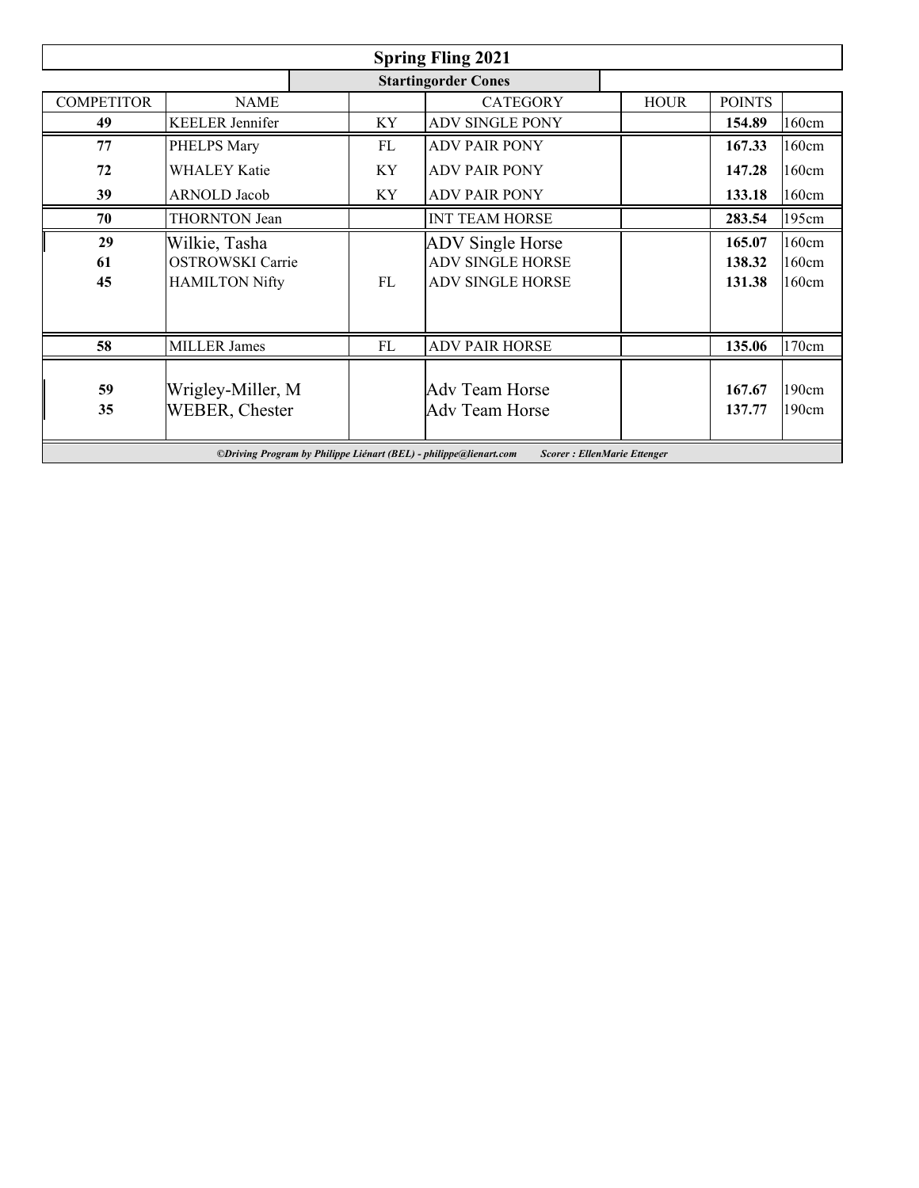# Spring Fling 2021

## Startingorder Cones

| COMPETITOR | NAME | | CATEGORY | HOUR | POINTS | |
|---|---|---|---|---|---|---|
| **49** | KEELER Jennifer | KY | ADV SINGLE PONY | | **154.89** | 160cm |
| **77** | PHELPS Mary | FL | ADV PAIR PONY | | **167.33** | 160cm |
| **72** | WHALEY Katie | KY | ADV PAIR PONY | | **147.28** | 160cm |
| **39** | ARNOLD Jacob | KY | ADV PAIR PONY | | **133.18** | 160cm |
| **70** | THORNTON Jean | | INT TEAM HORSE | | **283.54** | 195cm |
| **29** | Wilkie, Tasha | | ADV Single Horse | | **165.07** | 160cm |
| **61** | OSTROWSKI Carrie | | ADV SINGLE HORSE | | **138.32** | 160cm |
| **45** | HAMILTON Nifty | FL | ADV SINGLE HORSE | | **131.38** | 160cm |
| **58** | MILLER James | FL | ADV PAIR HORSE | | **135.06** | 170cm |
| **59** | Wrigley-Miller, M | | Adv Team Horse | | **167.67** | 190cm |
| **35** | WEBER, Chester | | Adv Team Horse | | **137.77** | 190cm |

***©Driving Program by Philippe Liénart (BEL) - philippe@lienart.com Scorer : EllenMarie Ettenger***